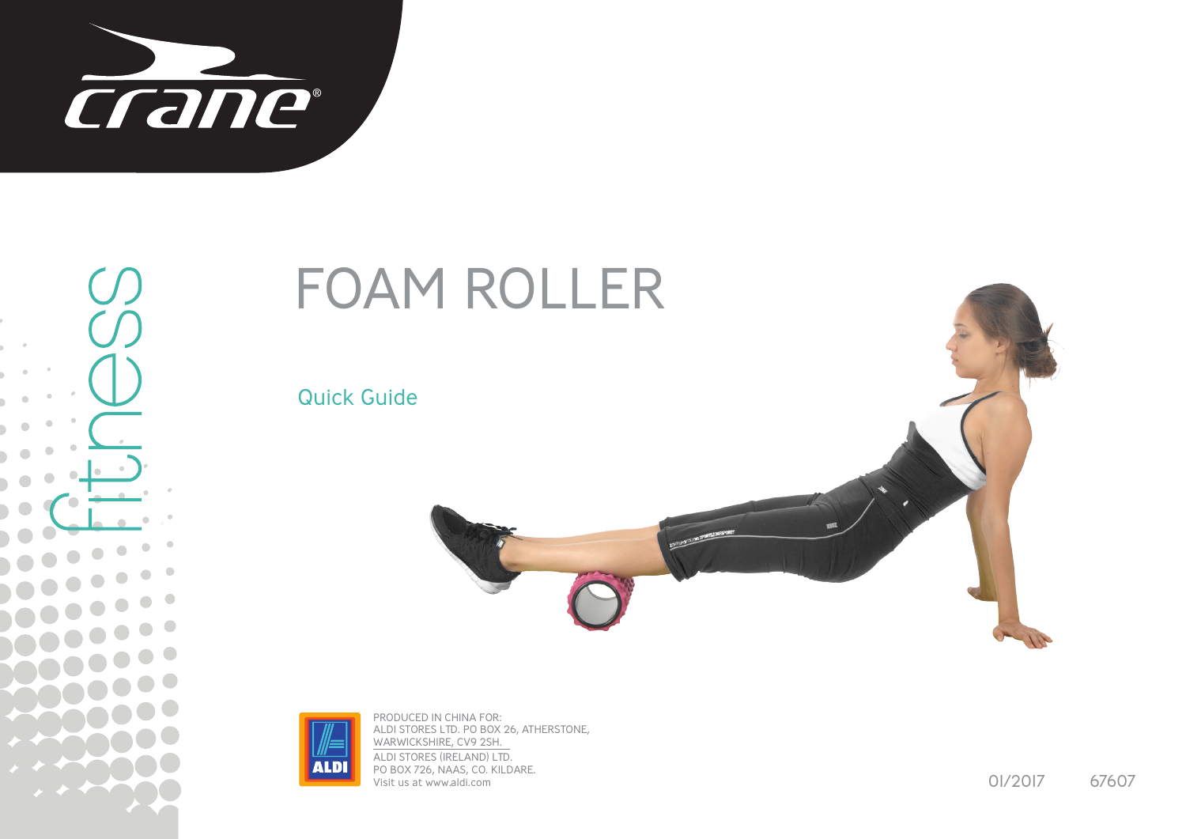crane®

fitness

# FOAM ROLLER

## Quick Guide

ALDI

PRODUCED IN CHINA FOR:
ALDI STORES LTD. PO BOX 26, ATHERSTONE, WARWICKSHIRE, CV9 2SH.
ALDI STORES (IRELAND) LTD.
PO BOX 726, NAAS, CO. KILDARE.
Visit us at www.aldi.com

01/2017 67607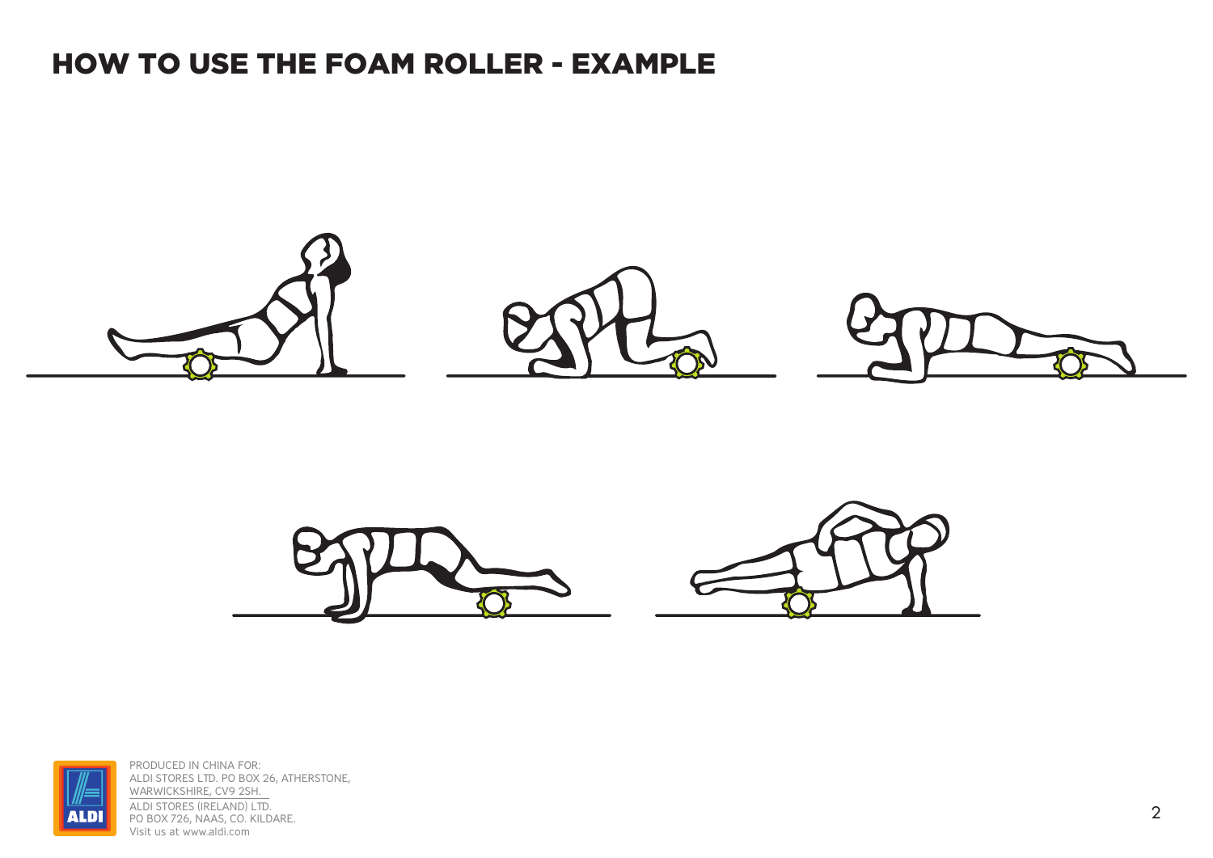# HOW TO USE THE FOAM ROLLER - EXAMPLE

PRODUCED IN CHINA FOR:
ALDI STORES LTD. PO BOX 26, ATHERSTONE, WARWICKSHIRE, CV9 2SH.
ALDI STORES (IRELAND) LTD.
PO BOX 726, NAAS, CO. KILDARE.
Visit us at www.aldi.com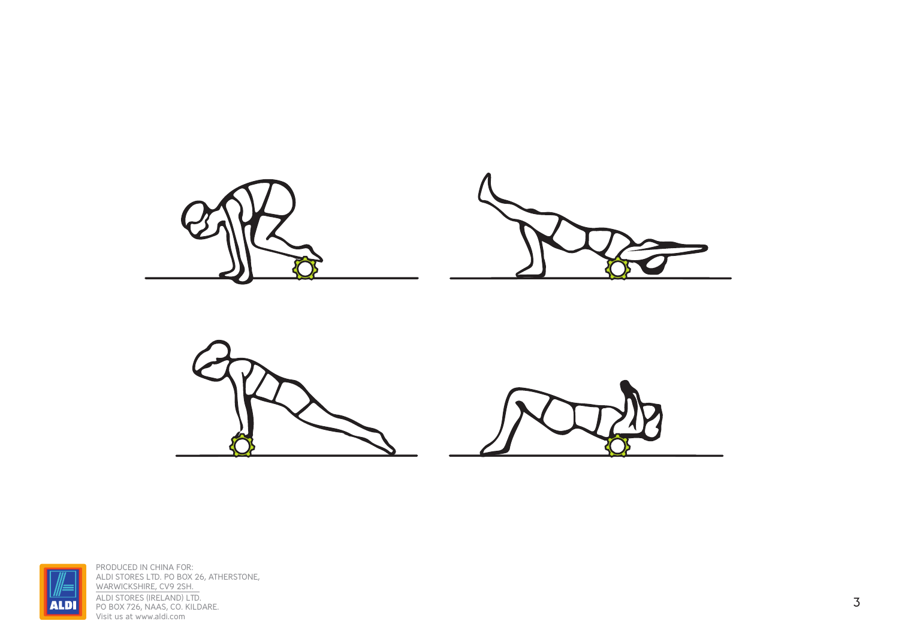PRODUCED IN CHINA FOR:
ALDI STORES LTD. PO BOX 26, ATHERSTONE,
WARWICKSHIRE, CV9 2SH.
ALDI STORES (IRELAND) LTD.
PO BOX 726, NAAS, CO. KILDARE.
Visit us at www.aldi.com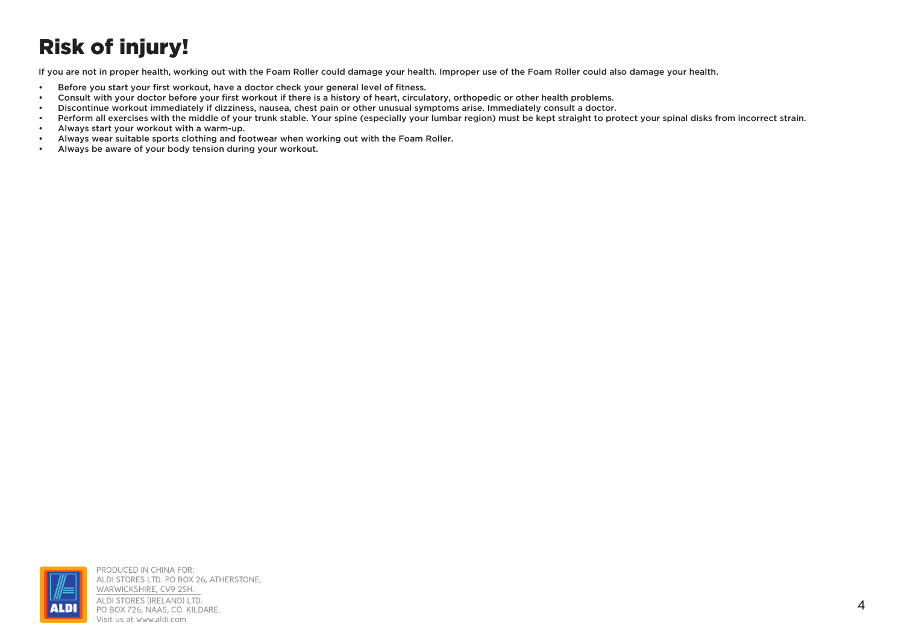# Risk of injury!

If you are not in proper health, working out with the Foam Roller could damage your health. Improper use of the Foam Roller could also damage your health.

- Before you start your first workout, have a doctor check your general level of fitness.
- Consult with your doctor before your first workout if there is a history of heart, circulatory, orthopedic or other health problems.
- Discontinue workout immediately if dizziness, nausea, chest pain or other unusual symptoms arise. Immediately consult a doctor.
- Perform all exercises with the middle of your trunk stable. Your spine (especially your lumbar region) must be kept straight to protect your spinal disks from incorrect strain.
- Always start your workout with a warm-up.
- Always wear suitable sports clothing and footwear when working out with the Foam Roller.
- Always be aware of your body tension during your workout.

PRODUCED IN CHINA FOR:
ALDI STORES LTD. PO BOX 26, ATHERSTONE,
WARWICKSHIRE, CV9 2SH.
ALDI STORES (IRELAND) LTD.
PO BOX 726, NAAS, CO. KILDARE.
Visit us at www.aldi.com